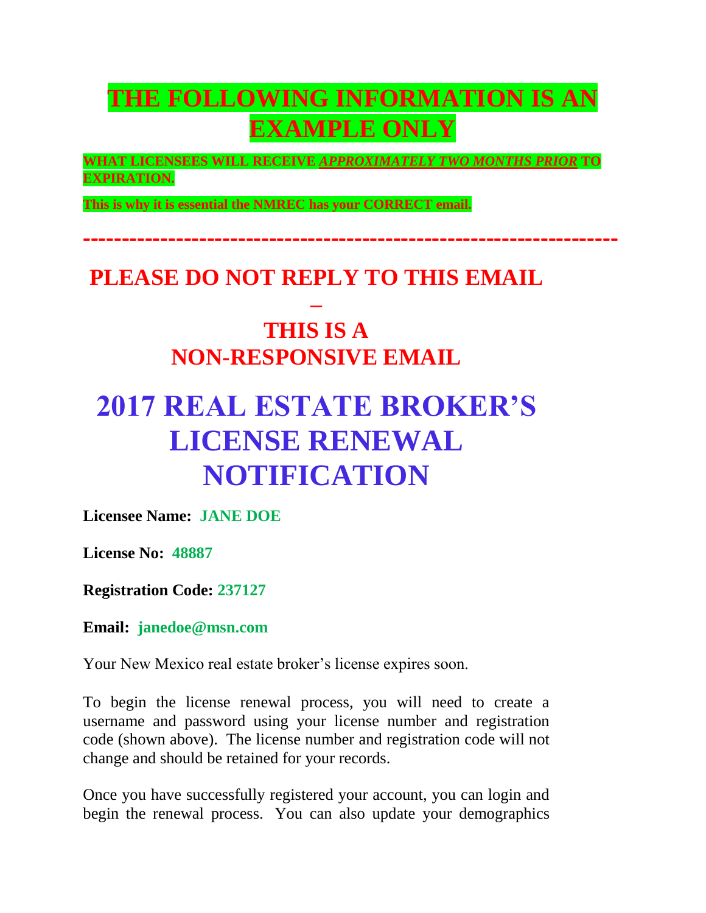# THE FOLLOWING INFORMATION IS AN EXAMPLE ONLY

**WHAT LICENSEES WILL RECEIVE *APPROXIMATELY TWO MONTHS PRIOR* TO EXPIRATION.**

**This is why it is essential the NMREC has your CORRECT email.**

---

## PLEASE DO NOT REPLY TO THIS EMAIL – THIS IS A NON-RESPONSIVE EMAIL

# 2017 REAL ESTATE BROKER'S LICENSE RENEWAL NOTIFICATION

**Licensee Name:** **JANE DOE**

**License No:** **48887**

**Registration Code:** **237127**

**Email:** **janedoe@msn.com**

Your New Mexico real estate broker's license expires soon.

To begin the license renewal process, you will need to create a username and password using your license number and registration code (shown above). The license number and registration code will not change and should be retained for your records.

Once you have successfully registered your account, you can login and begin the renewal process. You can also update your demographics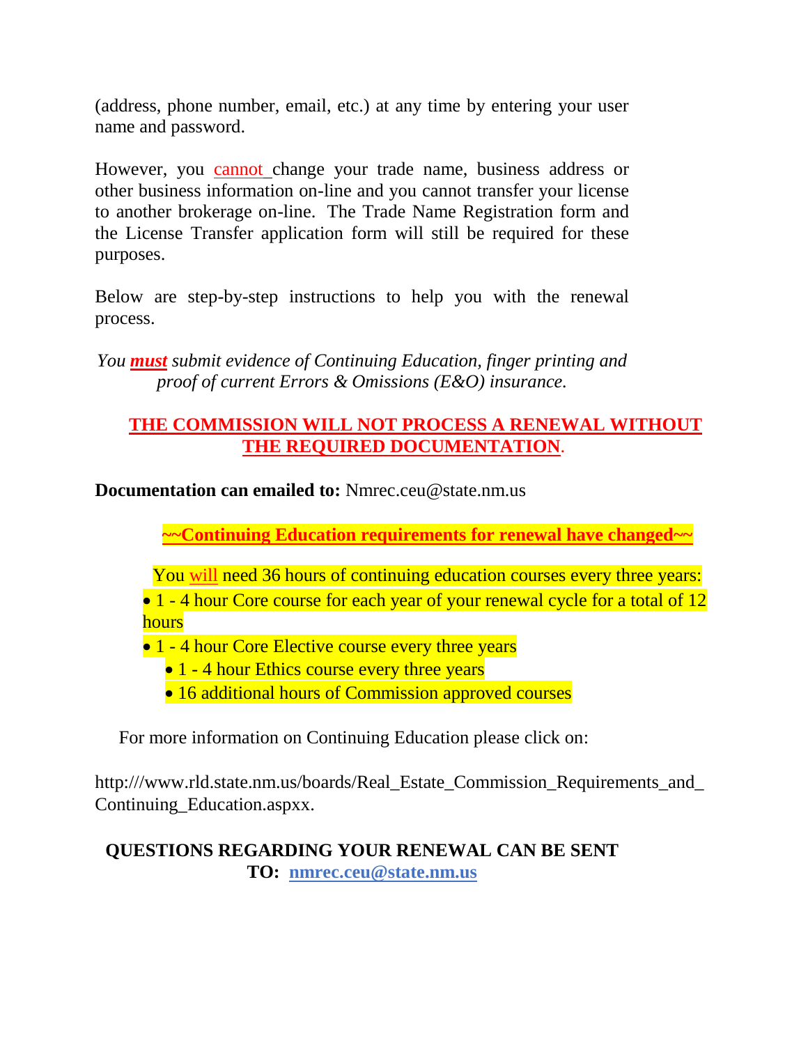(address, phone number, email, etc.) at any time by entering your user name and password.

However, you cannot change your trade name, business address or other business information on-line and you cannot transfer your license to another brokerage on-line. The Trade Name Registration form and the License Transfer application form will still be required for these purposes.

Below are step-by-step instructions to help you with the renewal process.

*You **must** submit evidence of Continuing Education, finger printing and proof of current Errors & Omissions (E&O) insurance.*

**THE COMMISSION WILL NOT PROCESS A RENEWAL WITHOUT THE REQUIRED DOCUMENTATION.**

**Documentation can emailed to:** Nmrec.ceu@state.nm.us

**~~Continuing Education requirements for renewal have changed~~**

You will need 36 hours of continuing education courses every three years:

- 1 - 4 hour Core course for each year of your renewal cycle for a total of 12 hours
- 1 - 4 hour Core Elective course every three years
- 1 - 4 hour Ethics course every three years
- 16 additional hours of Commission approved courses

For more information on Continuing Education please click on:

http:///www.rld.state.nm.us/boards/Real_Estate_Commission_Requirements_and_Continuing_Education.aspxx.

**QUESTIONS REGARDING YOUR RENEWAL CAN BE SENT TO: nmrec.ceu@state.nm.us**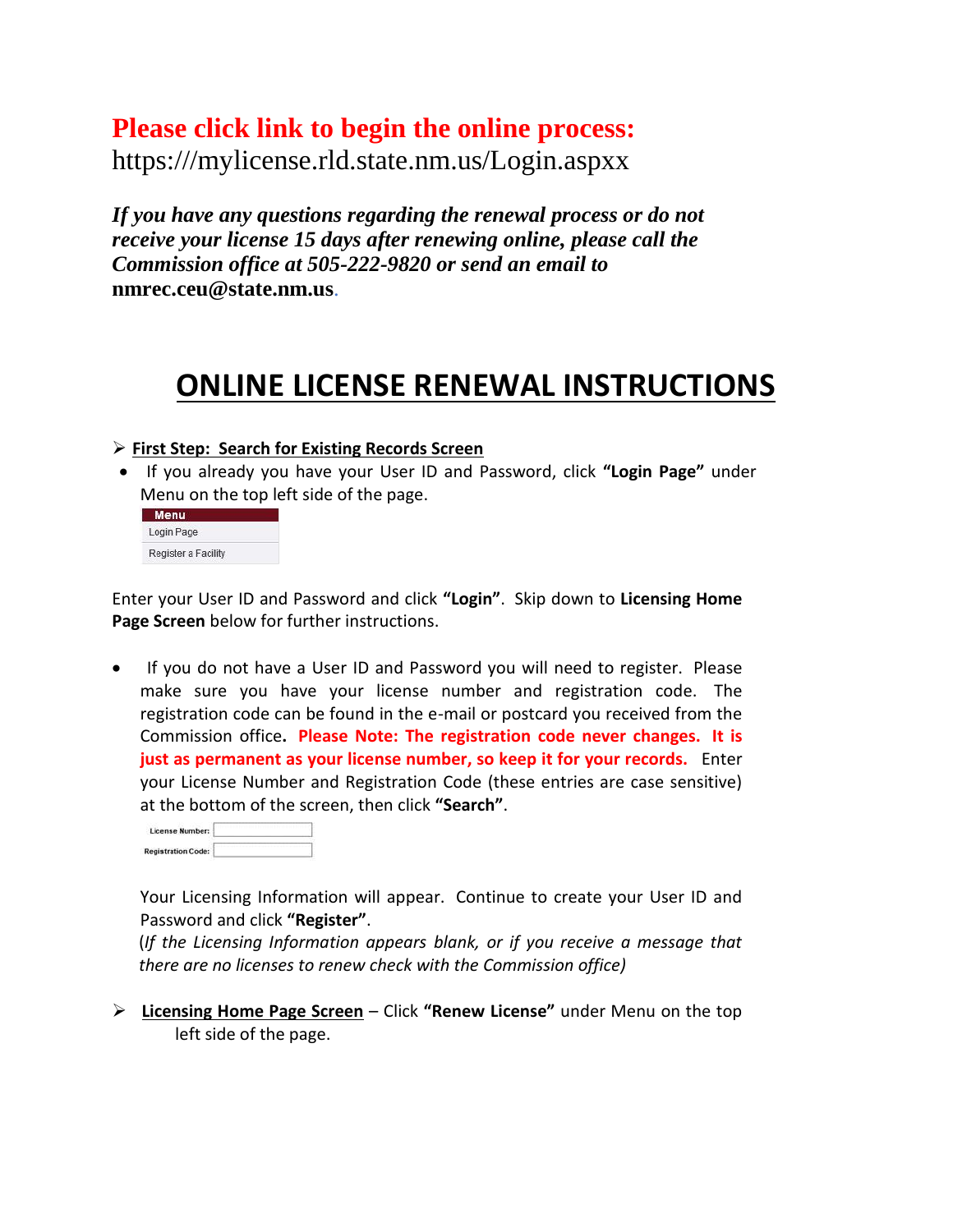**Please click link to begin the online process:**
https:///mylicense.rld.state.nm.us/Login.aspxx

***If you have any questions regarding the renewal process or do not receive your license 15 days after renewing online, please call the Commission office at 505-222-9820 or send an email to*** **nmrec.ceu@state.nm.us**.

# ONLINE LICENSE RENEWAL INSTRUCTIONS

- **First Step: Search for Existing Records Screen**
  - If you already you have your User ID and Password, click **"Login Page"** under Menu on the top left side of the page.

| Menu |
|---|
| Login Page |
| Register a Facility |

Enter your User ID and Password and click **"Login"**. Skip down to **Licensing Home Page Screen** below for further instructions.

- If you do not have a User ID and Password you will need to register. Please make sure you have your license number and registration code. The registration code can be found in the e-mail or postcard you received from the Commission office**.** **Please Note: The registration code never changes. It is just as permanent as your license number, so keep it for your records.** Enter your License Number and Registration Code (these entries are case sensitive) at the bottom of the screen, then click **"Search"**.

License Number: ____________
Registration Code: ____________

Your Licensing Information will appear. Continue to create your User ID and Password and click **"Register"**.
*(If the Licensing Information appears blank, or if you receive a message that there are no licenses to renew check with the Commission office)*

- **Licensing Home Page Screen** – Click **"Renew License"** under Menu on the top left side of the page.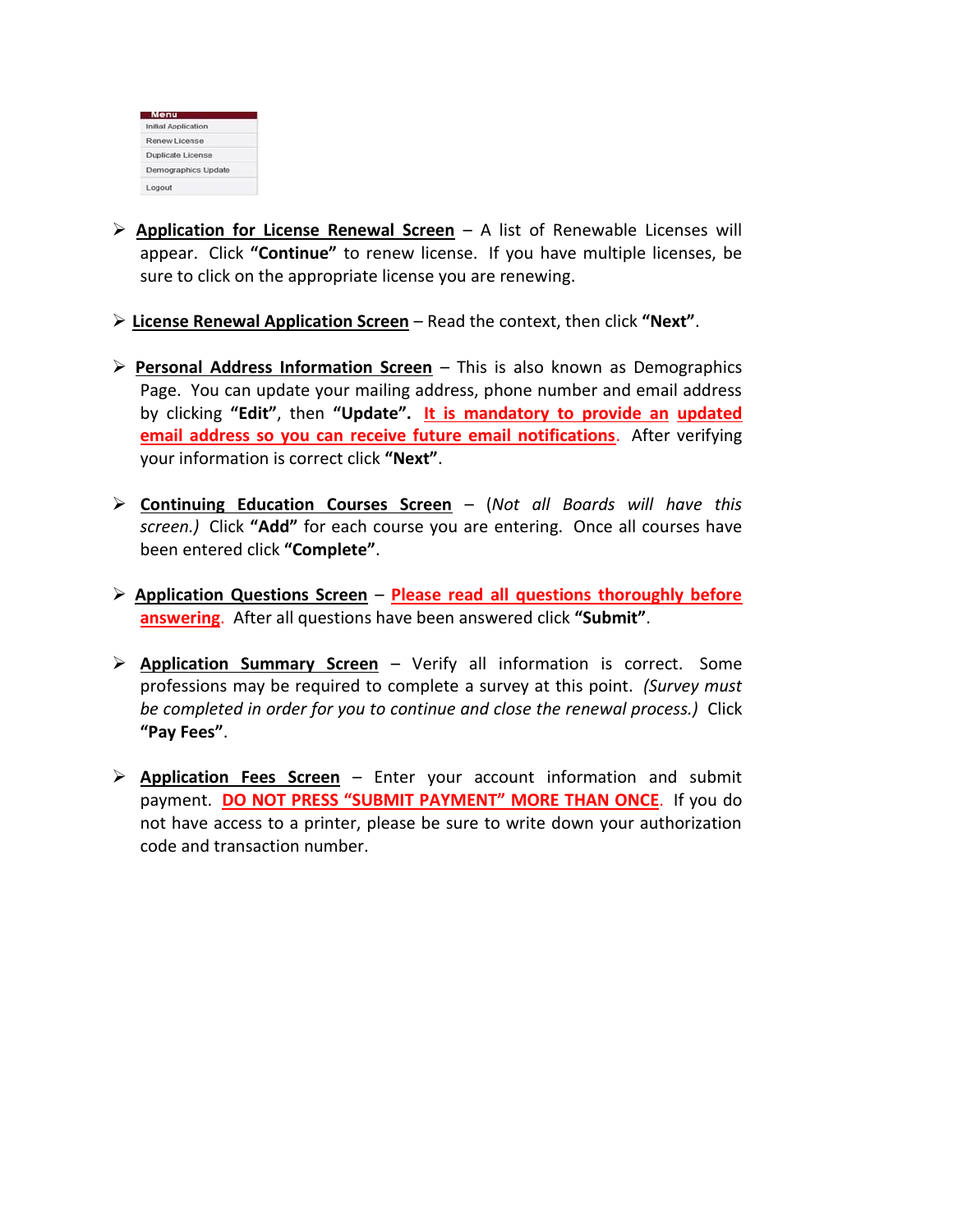Menu
Initial Application
Renew License
Duplicate License
Demographics Update
Logout

- **Application for License Renewal Screen** – A list of Renewable Licenses will appear. Click **"Continue"** to renew license. If you have multiple licenses, be sure to click on the appropriate license you are renewing.

- **License Renewal Application Screen** – Read the context, then click **"Next"**.

- **Personal Address Information Screen** – This is also known as Demographics Page. You can update your mailing address, phone number and email address by clicking **"Edit"**, then **"Update"**. **It is mandatory to provide an updated email address so you can receive future email notifications**. After verifying your information is correct click **"Next"**.

- **Continuing Education Courses Screen** – (*Not all Boards will have this screen.)* Click **"Add"** for each course you are entering. Once all courses have been entered click **"Complete"**.

- **Application Questions Screen** – **Please read all questions thoroughly before answering**. After all questions have been answered click **"Submit"**.

- **Application Summary Screen** – Verify all information is correct. Some professions may be required to complete a survey at this point. *(Survey must be completed in order for you to continue and close the renewal process.)* Click **"Pay Fees"**.

- **Application Fees Screen** – Enter your account information and submit payment. **DO NOT PRESS "SUBMIT PAYMENT" MORE THAN ONCE**. If you do not have access to a printer, please be sure to write down your authorization code and transaction number.